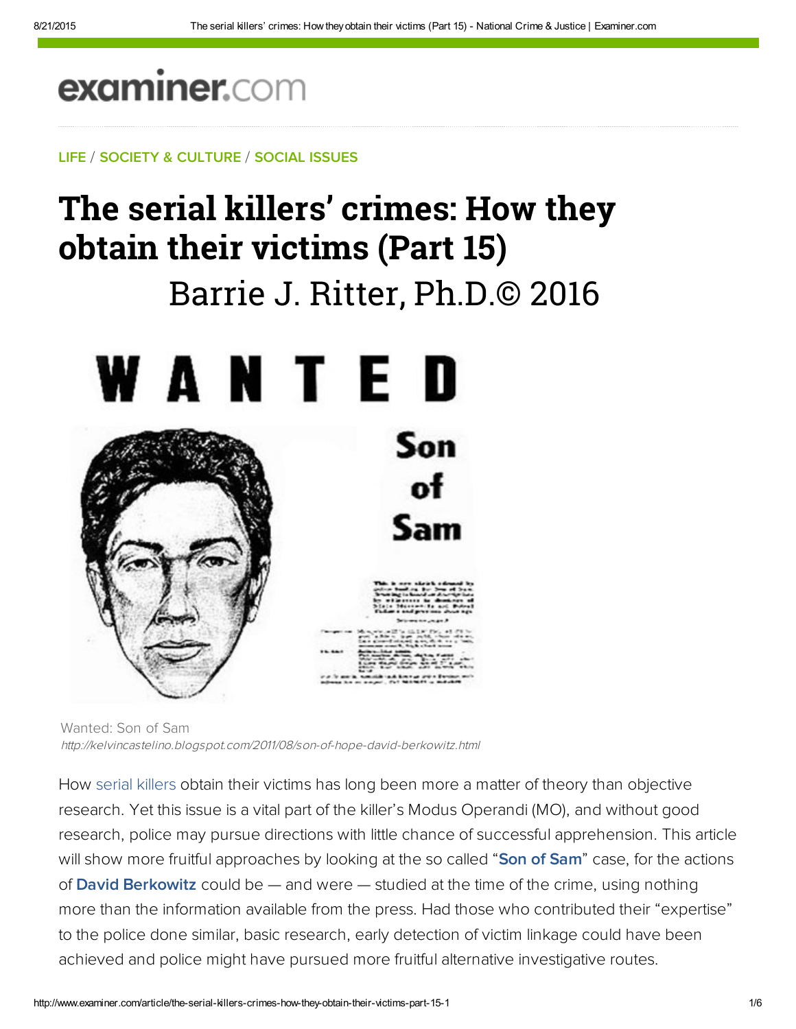examiner.com

LIFE / SOCIETY & CULTURE / SOCIAL ISSUES

# The serial killers' crimes: How they obtain their victims (Part 15)

Barrie J. Ritter, Ph.D.© 2016

Wanted: Son of Sam
*http://kelvincastelino.blogspot.com/2011/08/son-of-hope-david-berkowitz.html*

How serial killers obtain their victims has long been more a matter of theory than objective research. Yet this issue is a vital part of the killer's Modus Operandi (MO), and without good research, police may pursue directions with little chance of successful apprehension. This article will show more fruitful approaches by looking at the so called "**Son of Sam**" case, for the actions of **David Berkowitz** could be — and were — studied at the time of the crime, using nothing more than the information available from the press. Had those who contributed their "expertise" to the police done similar, basic research, early detection of victim linkage could have been achieved and police might have pursued more fruitful alternative investigative routes.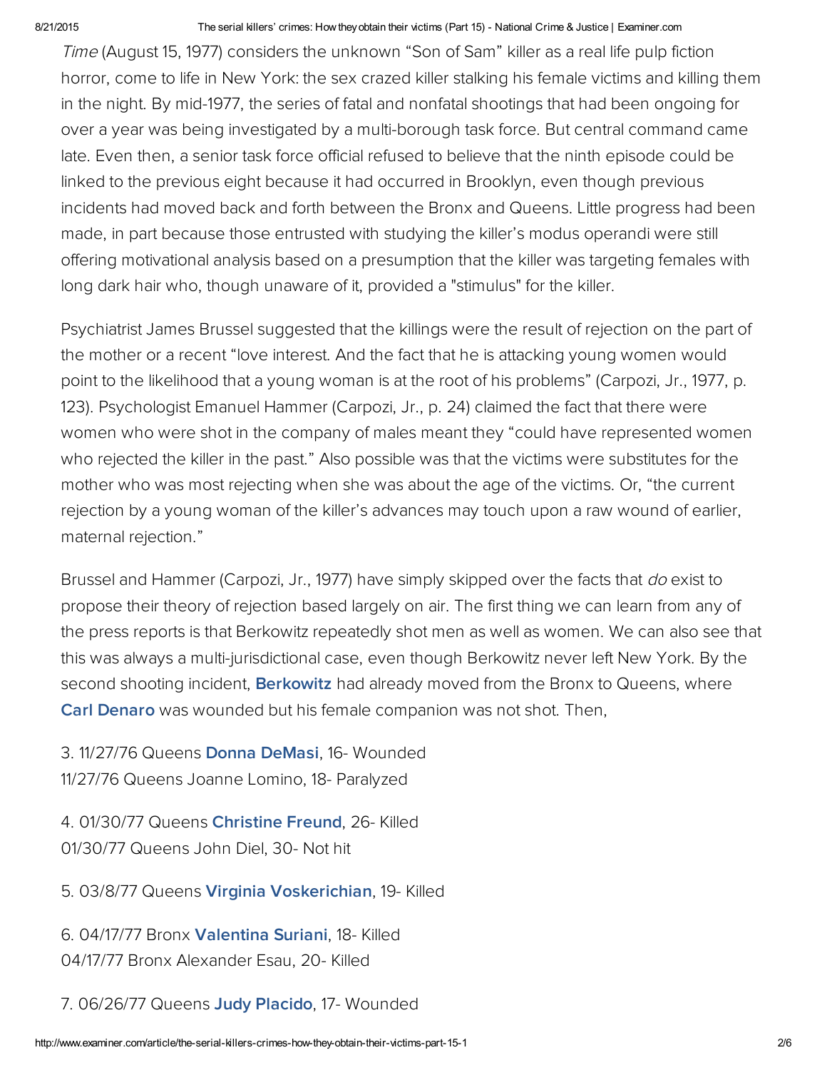*Time* (August 15, 1977) considers the unknown “Son of Sam” killer as a real life pulp fiction horror, come to life in New York: the sex crazed killer stalking his female victims and killing them in the night. By mid-1977, the series of fatal and nonfatal shootings that had been ongoing for over a year was being investigated by a multi-borough task force. But central command came late. Even then, a senior task force official refused to believe that the ninth episode could be linked to the previous eight because it had occurred in Brooklyn, even though previous incidents had moved back and forth between the Bronx and Queens. Little progress had been made, in part because those entrusted with studying the killer’s modus operandi were still offering motivational analysis based on a presumption that the killer was targeting females with long dark hair who, though unaware of it, provided a "stimulus" for the killer.

Psychiatrist James Brussel suggested that the killings were the result of rejection on the part of the mother or a recent “love interest. And the fact that he is attacking young women would point to the likelihood that a young woman is at the root of his problems” (Carpozi, Jr., 1977, p. 123). Psychologist Emanuel Hammer (Carpozi, Jr., p. 24) claimed the fact that there were women who were shot in the company of males meant they “could have represented women who rejected the killer in the past.” Also possible was that the victims were substitutes for the mother who was most rejecting when she was about the age of the victims. Or, “the current rejection by a young woman of the killer’s advances may touch upon a raw wound of earlier, maternal rejection.”

Brussel and Hammer (Carpozi, Jr., 1977) have simply skipped over the facts that *do* exist to propose their theory of rejection based largely on air. The first thing we can learn from any of the press reports is that Berkowitz repeatedly shot men as well as women. We can also see that this was always a multi-jurisdictional case, even though Berkowitz never left New York. By the second shooting incident, **Berkowitz** had already moved from the Bronx to Queens, where **Carl Denaro** was wounded but his female companion was not shot. Then,

3. 11/27/76 Queens **Donna DeMasi**, 16- Wounded
11/27/76 Queens Joanne Lomino, 18- Paralyzed

4. 01/30/77 Queens **Christine Freund**, 26- Killed
01/30/77 Queens John Diel, 30- Not hit

5. 03/8/77 Queens **Virginia Voskerichian**, 19- Killed

6. 04/17/77 Bronx **Valentina Suriani**, 18- Killed
04/17/77 Bronx Alexander Esau, 20- Killed

7. 06/26/77 Queens **Judy Placido**, 17- Wounded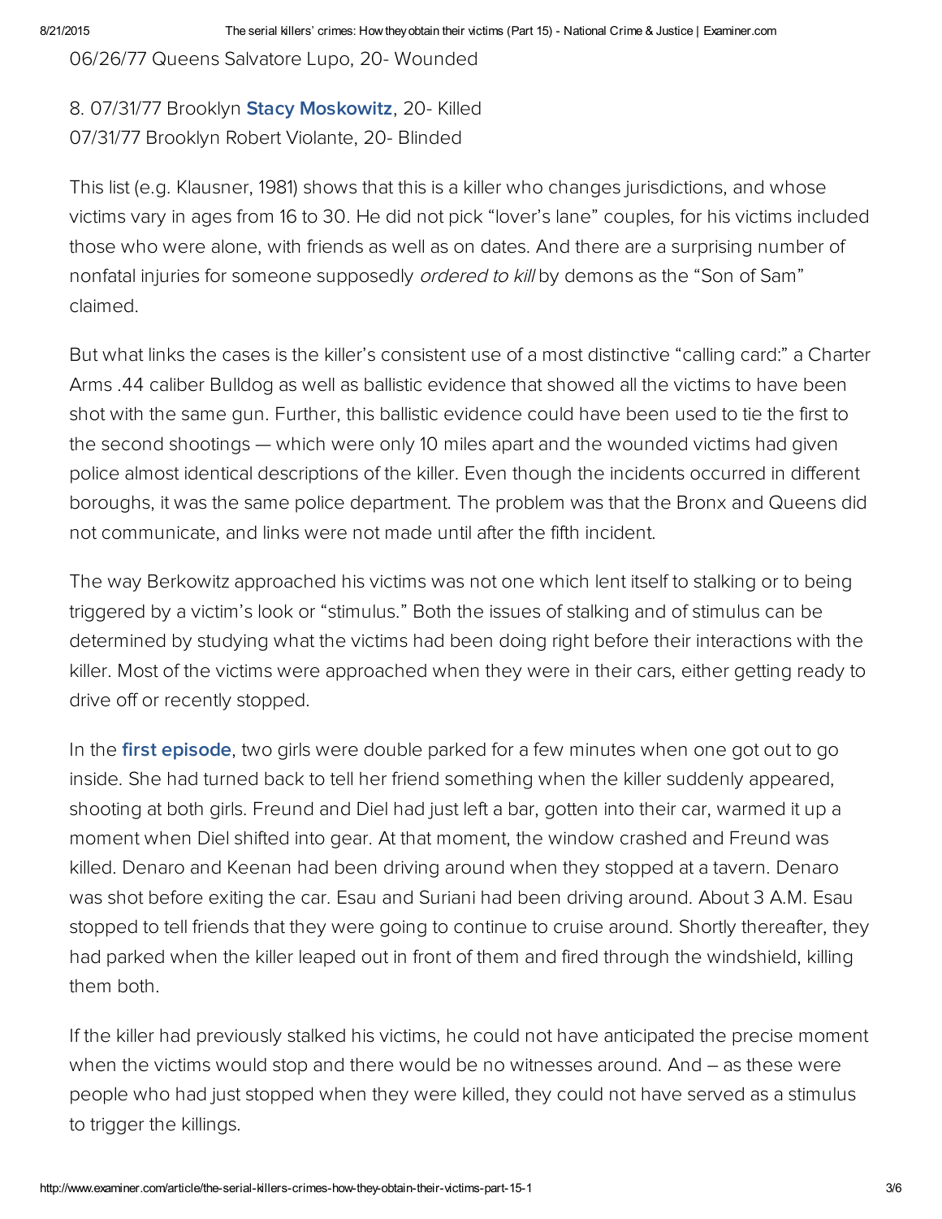06/26/77 Queens Salvatore Lupo, 20- Wounded

8. 07/31/77 Brooklyn **Stacy Moskowitz**, 20- Killed
07/31/77 Brooklyn Robert Violante, 20- Blinded

This list (e.g. Klausner, 1981) shows that this is a killer who changes jurisdictions, and whose victims vary in ages from 16 to 30. He did not pick "lover's lane" couples, for his victims included those who were alone, with friends as well as on dates. And there are a surprising number of nonfatal injuries for someone supposedly *ordered to kill* by demons as the "Son of Sam" claimed.

But what links the cases is the killer's consistent use of a most distinctive "calling card:" a Charter Arms .44 caliber Bulldog as well as ballistic evidence that showed all the victims to have been shot with the same gun. Further, this ballistic evidence could have been used to tie the first to the second shootings — which were only 10 miles apart and the wounded victims had given police almost identical descriptions of the killer. Even though the incidents occurred in different boroughs, it was the same police department. The problem was that the Bronx and Queens did not communicate, and links were not made until after the fifth incident.

The way Berkowitz approached his victims was not one which lent itself to stalking or to being triggered by a victim's look or "stimulus." Both the issues of stalking and of stimulus can be determined by studying what the victims had been doing right before their interactions with the killer. Most of the victims were approached when they were in their cars, either getting ready to drive off or recently stopped.

In the **first episode**, two girls were double parked for a few minutes when one got out to go inside. She had turned back to tell her friend something when the killer suddenly appeared, shooting at both girls. Freund and Diel had just left a bar, gotten into their car, warmed it up a moment when Diel shifted into gear. At that moment, the window crashed and Freund was killed. Denaro and Keenan had been driving around when they stopped at a tavern. Denaro was shot before exiting the car. Esau and Suriani had been driving around. About 3 A.M. Esau stopped to tell friends that they were going to continue to cruise around. Shortly thereafter, they had parked when the killer leaped out in front of them and fired through the windshield, killing them both.

If the killer had previously stalked his victims, he could not have anticipated the precise moment when the victims would stop and there would be no witnesses around. And – as these were people who had just stopped when they were killed, they could not have served as a stimulus to trigger the killings.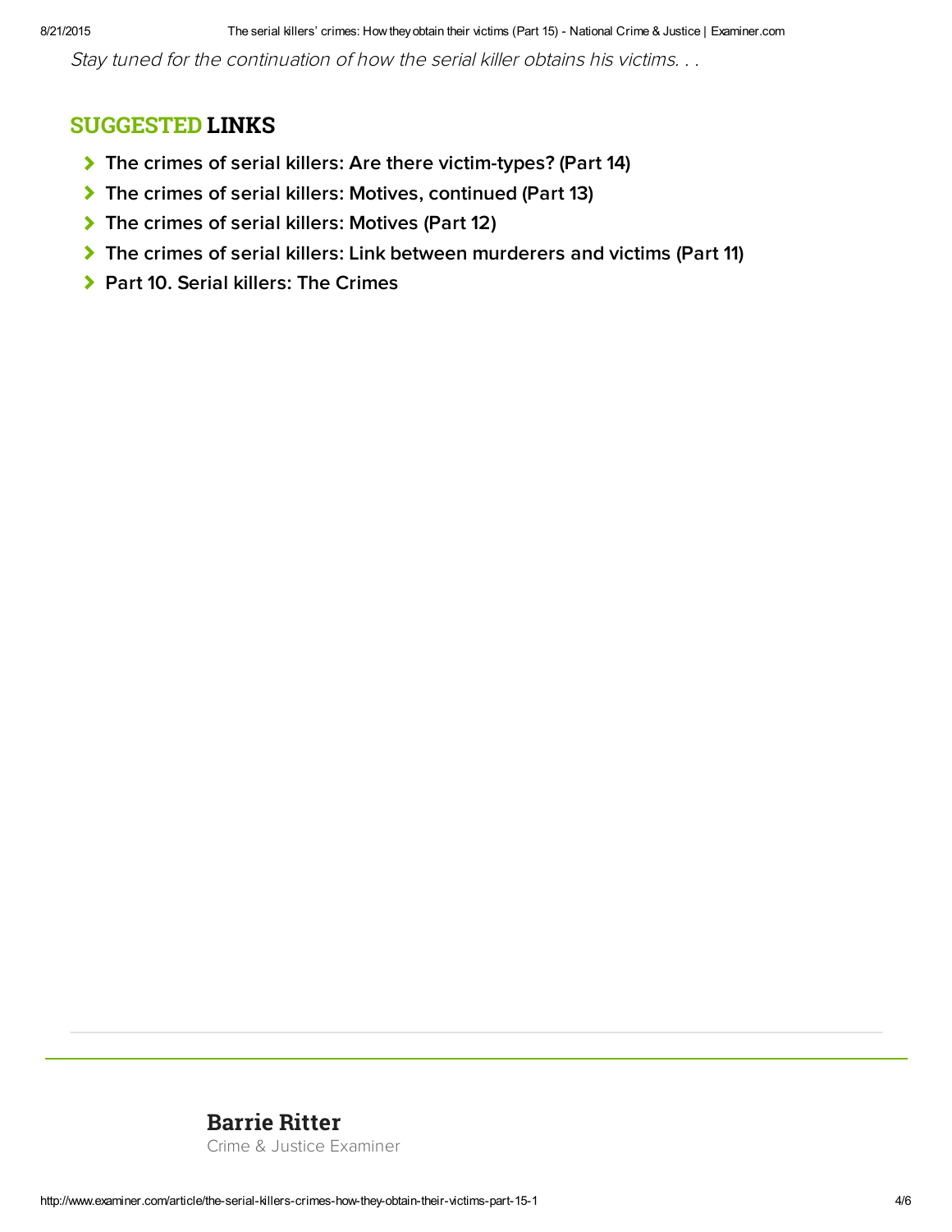*Stay tuned for the continuation of how the serial killer obtains his victims. . .*

## SUGGESTED LINKS

- **The crimes of serial killers: Are there victim-types? (Part 14)**
- **The crimes of serial killers: Motives, continued (Part 13)**
- **The crimes of serial killers: Motives (Part 12)**
- **The crimes of serial killers: Link between murderers and victims (Part 11)**
- **Part 10. Serial killers: The Crimes**

---

**Barrie Ritter**
Crime & Justice Examiner